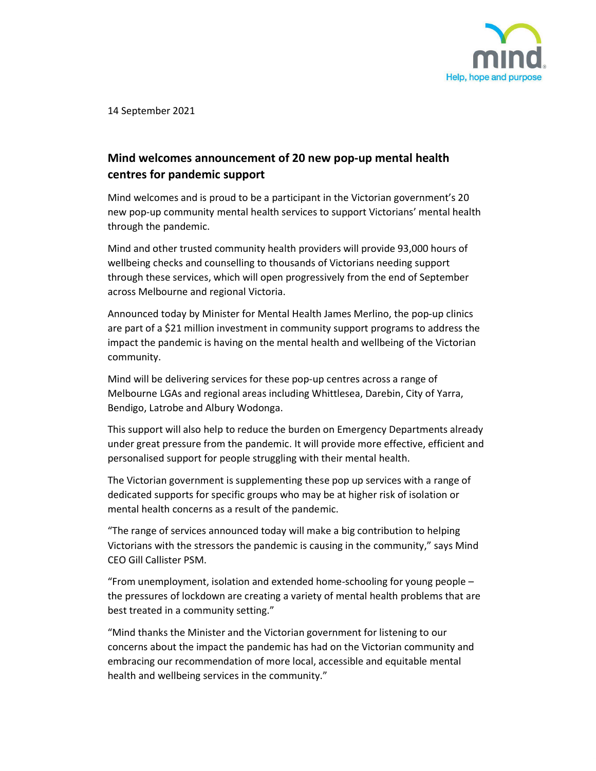mind
Help, hope and purpose

14 September 2021

## Mind welcomes announcement of 20 new pop-up mental health centres for pandemic support

Mind welcomes and is proud to be a participant in the Victorian government's 20 new pop-up community mental health services to support Victorians' mental health through the pandemic.

Mind and other trusted community health providers will provide 93,000 hours of wellbeing checks and counselling to thousands of Victorians needing support through these services, which will open progressively from the end of September across Melbourne and regional Victoria.

Announced today by Minister for Mental Health James Merlino, the pop-up clinics are part of a $21 million investment in community support programs to address the impact the pandemic is having on the mental health and wellbeing of the Victorian community.

Mind will be delivering services for these pop-up centres across a range of Melbourne LGAs and regional areas including Whittlesea, Darebin, City of Yarra, Bendigo, Latrobe and Albury Wodonga.

This support will also help to reduce the burden on Emergency Departments already under great pressure from the pandemic. It will provide more effective, efficient and personalised support for people struggling with their mental health.

The Victorian government is supplementing these pop up services with a range of dedicated supports for specific groups who may be at higher risk of isolation or mental health concerns as a result of the pandemic.

"The range of services announced today will make a big contribution to helping Victorians with the stressors the pandemic is causing in the community," says Mind CEO Gill Callister PSM.

"From unemployment, isolation and extended home-schooling for young people – the pressures of lockdown are creating a variety of mental health problems that are best treated in a community setting."

"Mind thanks the Minister and the Victorian government for listening to our concerns about the impact the pandemic has had on the Victorian community and embracing our recommendation of more local, accessible and equitable mental health and wellbeing services in the community."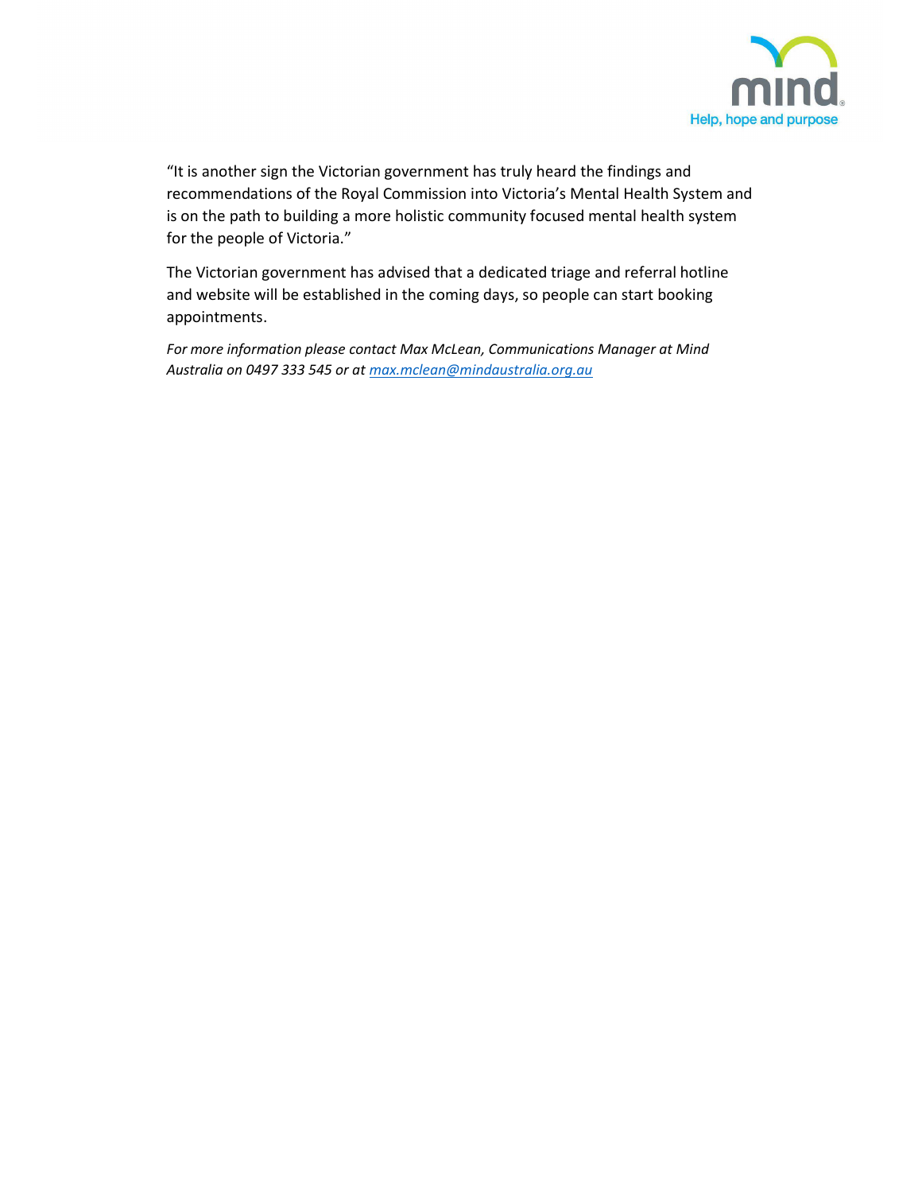"It is another sign the Victorian government has truly heard the findings and recommendations of the Royal Commission into Victoria's Mental Health System and is on the path to building a more holistic community focused mental health system for the people of Victoria."

The Victorian government has advised that a dedicated triage and referral hotline and website will be established in the coming days, so people can start booking appointments.

*For more information please contact Max McLean, Communications Manager at Mind Australia on 0497 333 545 or at max.mclean@mindaustralia.org.au*